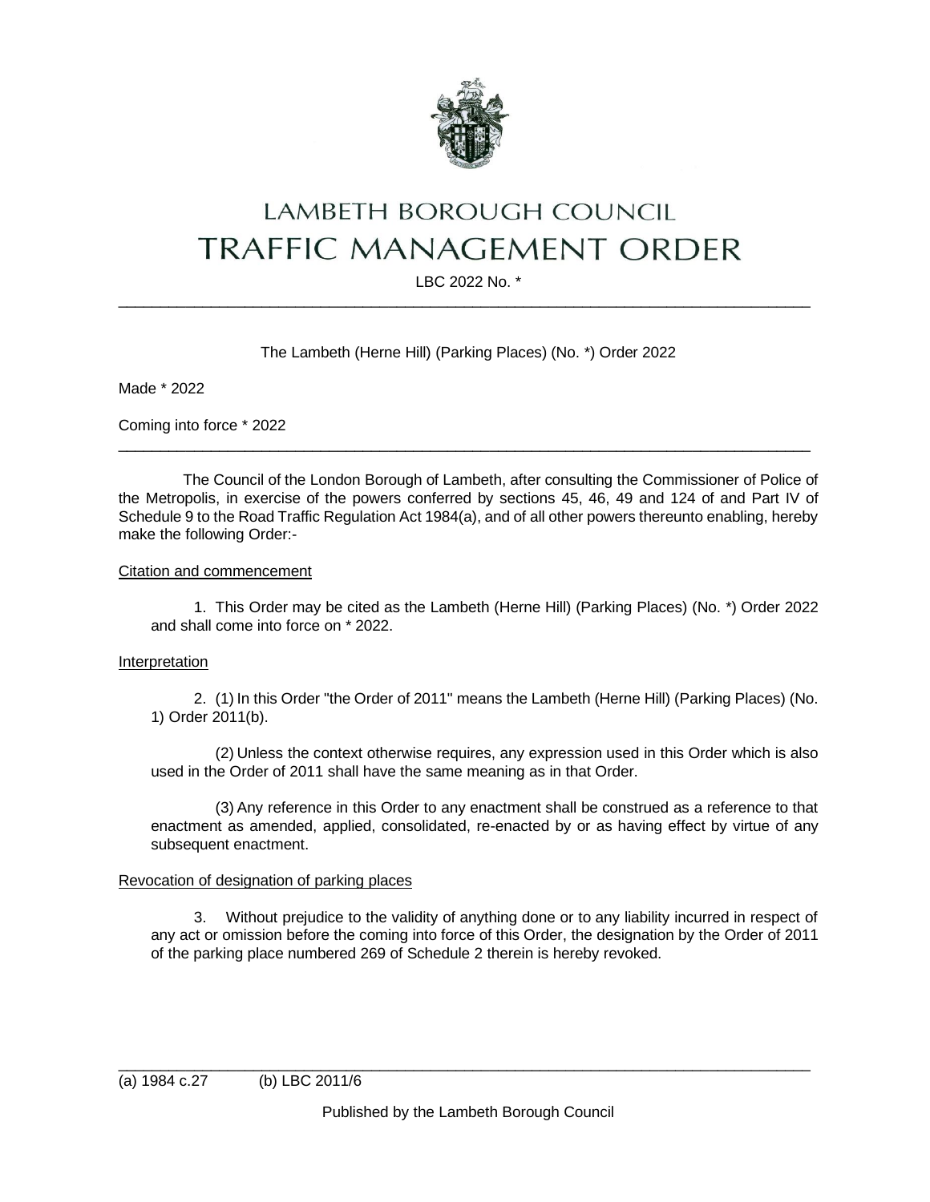# LAMBETH BOROUGH COUNCIL
# TRAFFIC MANAGEMENT ORDER

LBC 2022 No. *

---

The Lambeth (Herne Hill) (Parking Places) (No. *) Order 2022

Made * 2022

Coming into force * 2022

---

The Council of the London Borough of Lambeth, after consulting the Commissioner of Police of the Metropolis, in exercise of the powers conferred by sections 45, 46, 49 and 124 of and Part IV of Schedule 9 to the Road Traffic Regulation Act 1984(a), and of all other powers thereunto enabling, hereby make the following Order:-

Citation and commencement

1. This Order may be cited as the Lambeth (Herne Hill) (Parking Places) (No. *) Order 2022 and shall come into force on * 2022.

Interpretation

2. (1) In this Order "the Order of 2011" means the Lambeth (Herne Hill) (Parking Places) (No. 1) Order 2011(b).

(2) Unless the context otherwise requires, any expression used in this Order which is also used in the Order of 2011 shall have the same meaning as in that Order.

(3) Any reference in this Order to any enactment shall be construed as a reference to that enactment as amended, applied, consolidated, re-enacted by or as having effect by virtue of any subsequent enactment.

Revocation of designation of parking places

3. Without prejudice to the validity of anything done or to any liability incurred in respect of any act or omission before the coming into force of this Order, the designation by the Order of 2011 of the parking place numbered 269 of Schedule 2 therein is hereby revoked.

---

(a) 1984 c.27 (b) LBC 2011/6

Published by the Lambeth Borough Council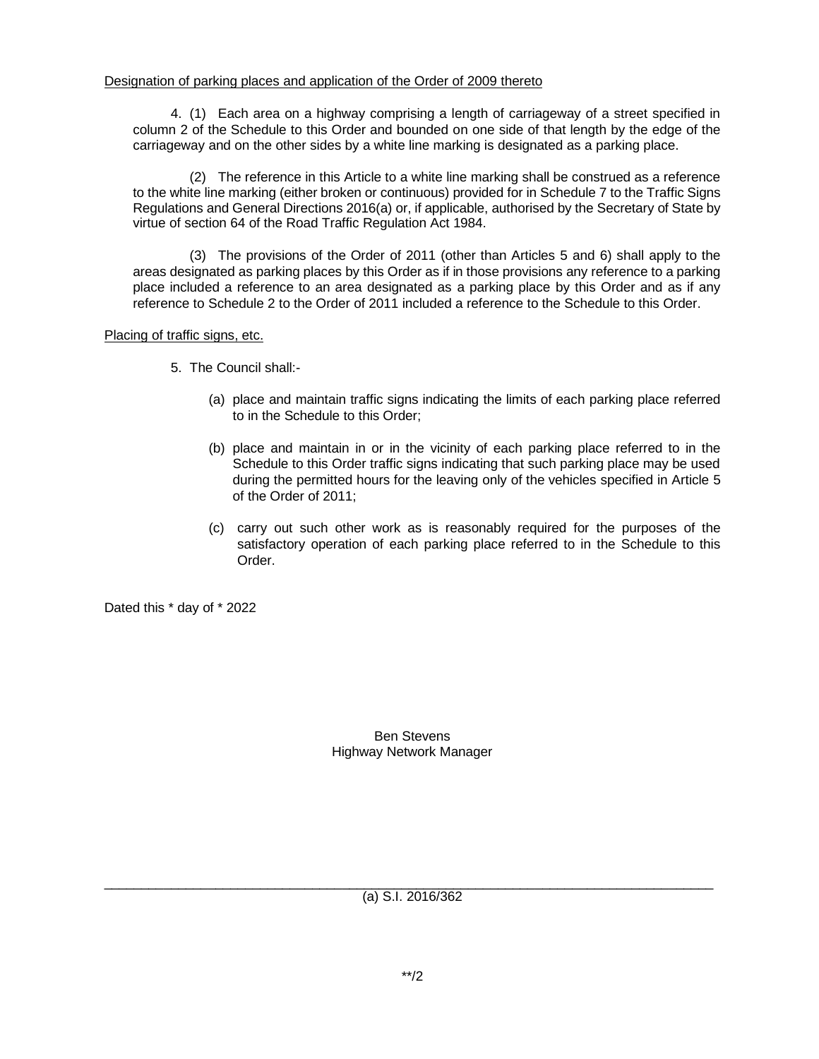Designation of parking places and application of the Order of 2009 thereto

4. (1) Each area on a highway comprising a length of carriageway of a street specified in column 2 of the Schedule to this Order and bounded on one side of that length by the edge of the carriageway and on the other sides by a white line marking is designated as a parking place.

(2) The reference in this Article to a white line marking shall be construed as a reference to the white line marking (either broken or continuous) provided for in Schedule 7 to the Traffic Signs Regulations and General Directions 2016(a) or, if applicable, authorised by the Secretary of State by virtue of section 64 of the Road Traffic Regulation Act 1984.

(3) The provisions of the Order of 2011 (other than Articles 5 and 6) shall apply to the areas designated as parking places by this Order as if in those provisions any reference to a parking place included a reference to an area designated as a parking place by this Order and as if any reference to Schedule 2 to the Order of 2011 included a reference to the Schedule to this Order.

Placing of traffic signs, etc.

5. The Council shall:-

(a) place and maintain traffic signs indicating the limits of each parking place referred to in the Schedule to this Order;

(b) place and maintain in or in the vicinity of each parking place referred to in the Schedule to this Order traffic signs indicating that such parking place may be used during the permitted hours for the leaving only of the vehicles specified in Article 5 of the Order of 2011;

(c) carry out such other work as is reasonably required for the purposes of the satisfactory operation of each parking place referred to in the Schedule to this Order.

Dated this * day of * 2022

Ben Stevens
Highway Network Manager

(a) S.I. 2016/362

**/2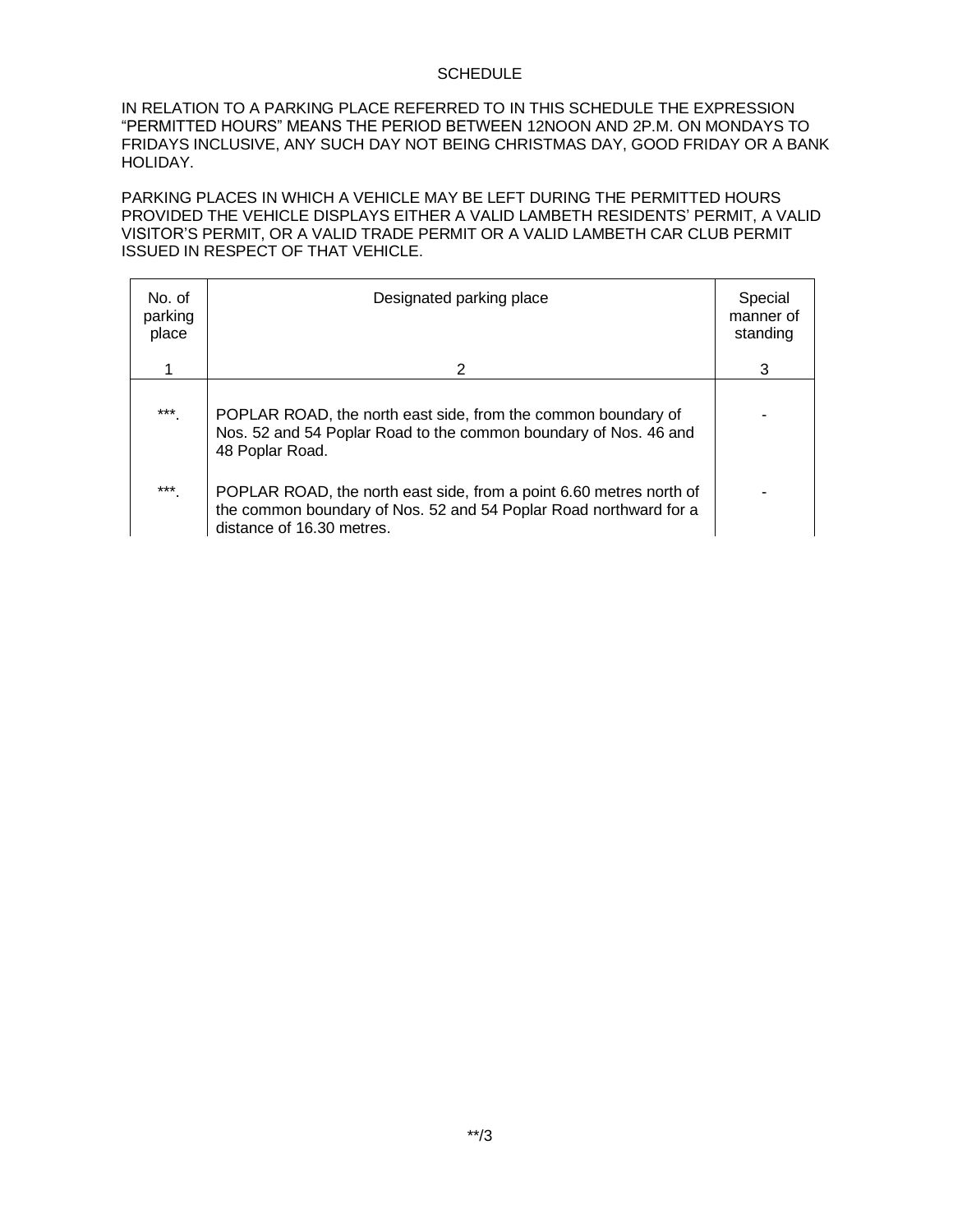SCHEDULE

IN RELATION TO A PARKING PLACE REFERRED TO IN THIS SCHEDULE THE EXPRESSION "PERMITTED HOURS" MEANS THE PERIOD BETWEEN 12NOON AND 2P.M. ON MONDAYS TO FRIDAYS INCLUSIVE, ANY SUCH DAY NOT BEING CHRISTMAS DAY, GOOD FRIDAY OR A BANK HOLIDAY.

PARKING PLACES IN WHICH A VEHICLE MAY BE LEFT DURING THE PERMITTED HOURS PROVIDED THE VEHICLE DISPLAYS EITHER A VALID LAMBETH RESIDENTS' PERMIT, A VALID VISITOR'S PERMIT, OR A VALID TRADE PERMIT OR A VALID LAMBETH CAR CLUB PERMIT ISSUED IN RESPECT OF THAT VEHICLE.

| No. of parking place | Designated parking place | Special manner of standing |
|---|---|---|
| 1 | 2 | 3 |
| ***. | POPLAR ROAD, the north east side, from the common boundary of Nos. 52 and 54 Poplar Road to the common boundary of Nos. 46 and 48 Poplar Road. | - |
| ***. | POPLAR ROAD, the north east side, from a point 6.60 metres north of the common boundary of Nos. 52 and 54 Poplar Road northward for a distance of 16.30 metres. | - |